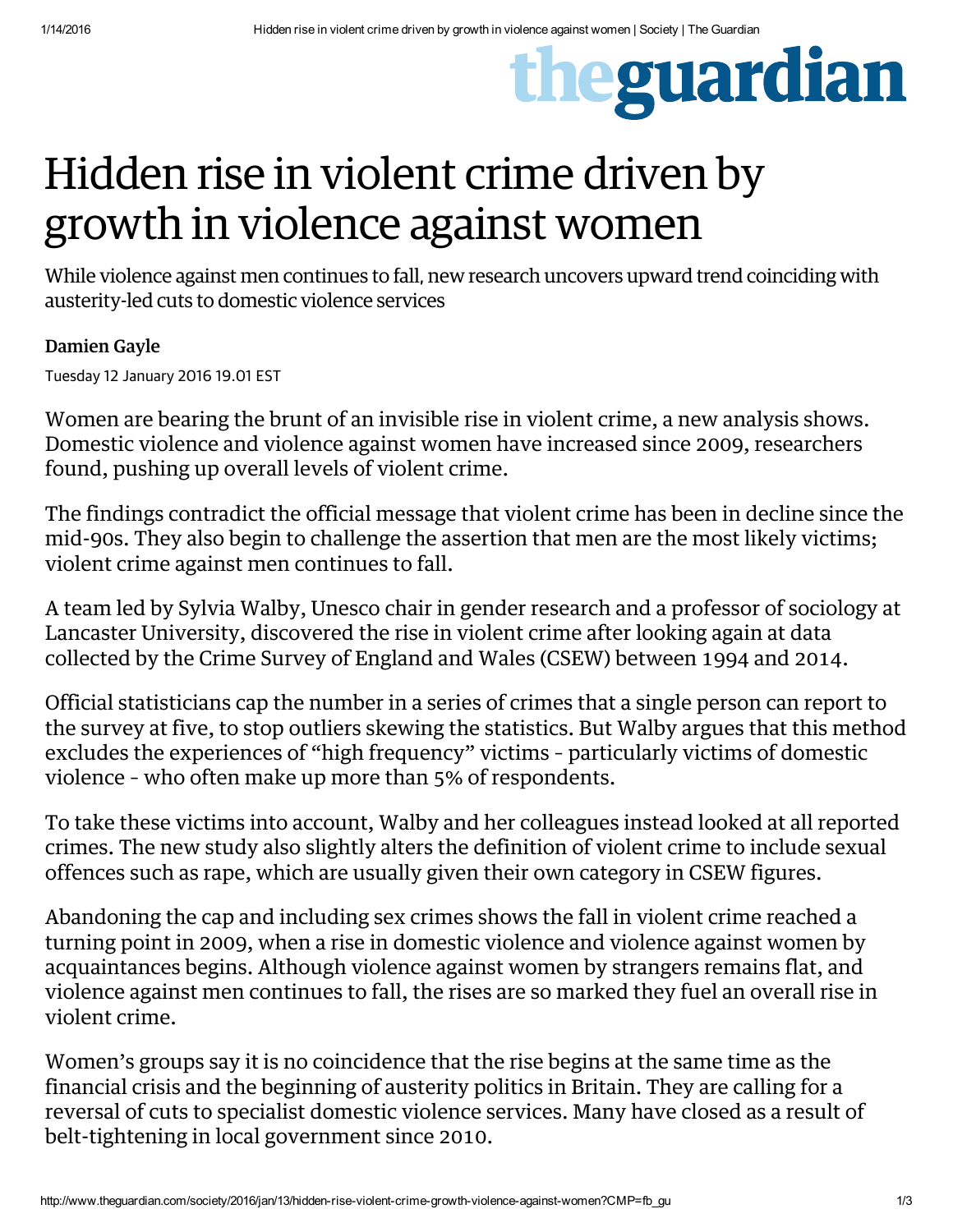# Hidden rise in violent crime driven by growth in violence against women

While violence against men continues to fall, new research uncovers upward trend coinciding with austerity-led cuts to domestic violence services

**Damien Gayle**

Tuesday 12 January 2016 19.01 EST

Women are bearing the brunt of an invisible rise in violent crime, a new analysis shows. Domestic violence and violence against women have increased since 2009, researchers found, pushing up overall levels of violent crime.

The findings contradict the official message that violent crime has been in decline since the mid-90s. They also begin to challenge the assertion that men are the most likely victims; violent crime against men continues to fall.

A team led by Sylvia Walby, Unesco chair in gender research and a professor of sociology at Lancaster University, discovered the rise in violent crime after looking again at data collected by the Crime Survey of England and Wales (CSEW) between 1994 and 2014.

Official statisticians cap the number in a series of crimes that a single person can report to the survey at five, to stop outliers skewing the statistics. But Walby argues that this method excludes the experiences of "high frequency" victims - particularly victims of domestic violence - who often make up more than 5% of respondents.

To take these victims into account, Walby and her colleagues instead looked at all reported crimes. The new study also slightly alters the definition of violent crime to include sexual offences such as rape, which are usually given their own category in CSEW figures.

Abandoning the cap and including sex crimes shows the fall in violent crime reached a turning point in 2009, when a rise in domestic violence and violence against women by acquaintances begins. Although violence against women by strangers remains flat, and violence against men continues to fall, the rises are so marked they fuel an overall rise in violent crime.

Women's groups say it is no coincidence that the rise begins at the same time as the financial crisis and the beginning of austerity politics in Britain. They are calling for a reversal of cuts to specialist domestic violence services. Many have closed as a result of belt-tightening in local government since 2010.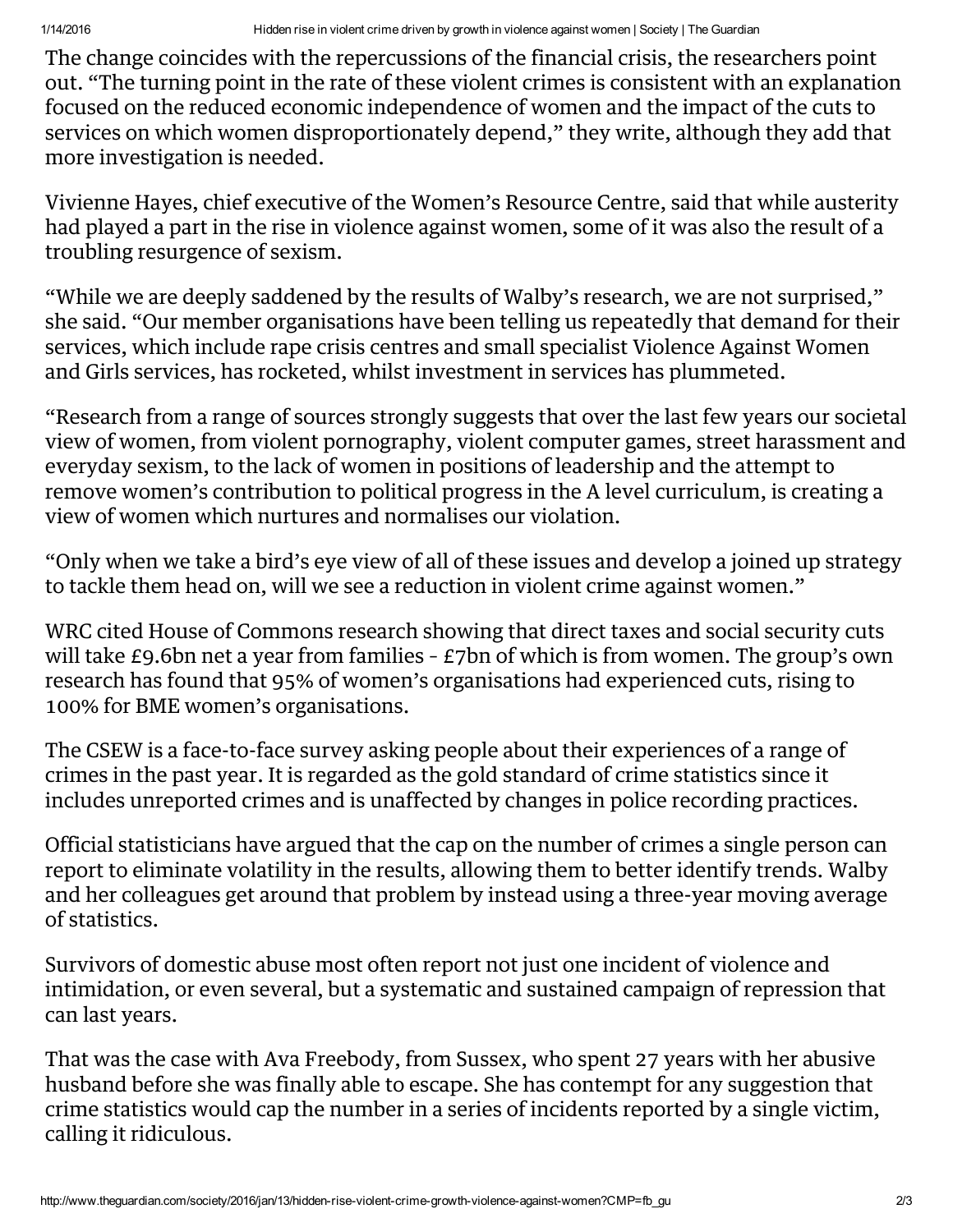The change coincides with the repercussions of the financial crisis, the researchers point out. "The turning point in the rate of these violent crimes is consistent with an explanation focused on the reduced economic independence of women and the impact of the cuts to services on which women disproportionately depend," they write, although they add that more investigation is needed.

Vivienne Hayes, chief executive of the Women's Resource Centre, said that while austerity had played a part in the rise in violence against women, some of it was also the result of a troubling resurgence of sexism.

"While we are deeply saddened by the results of Walby's research, we are not surprised," she said. "Our member organisations have been telling us repeatedly that demand for their services, which include rape crisis centres and small specialist Violence Against Women and Girls services, has rocketed, whilst investment in services has plummeted.

"Research from a range of sources strongly suggests that over the last few years our societal view of women, from violent pornography, violent computer games, street harassment and everyday sexism, to the lack of women in positions of leadership and the attempt to remove women's contribution to political progress in the A level curriculum, is creating a view of women which nurtures and normalises our violation.

"Only when we take a bird's eye view of all of these issues and develop a joined up strategy to tackle them head on, will we see a reduction in violent crime against women."

WRC cited House of Commons research showing that direct taxes and social security cuts will take £9.6bn net a year from families - £7bn of which is from women. The group's own research has found that 95% of women's organisations had experienced cuts, rising to 100% for BME women's organisations.

The CSEW is a face-to-face survey asking people about their experiences of a range of crimes in the past year. It is regarded as the gold standard of crime statistics since it includes unreported crimes and is unaffected by changes in police recording practices.

Official statisticians have argued that the cap on the number of crimes a single person can report to eliminate volatility in the results, allowing them to better identify trends. Walby and her colleagues get around that problem by instead using a three-year moving average of statistics.

Survivors of domestic abuse most often report not just one incident of violence and intimidation, or even several, but a systematic and sustained campaign of repression that can last years.

That was the case with Ava Freebody, from Sussex, who spent 27 years with her abusive husband before she was finally able to escape. She has contempt for any suggestion that crime statistics would cap the number in a series of incidents reported by a single victim, calling it ridiculous.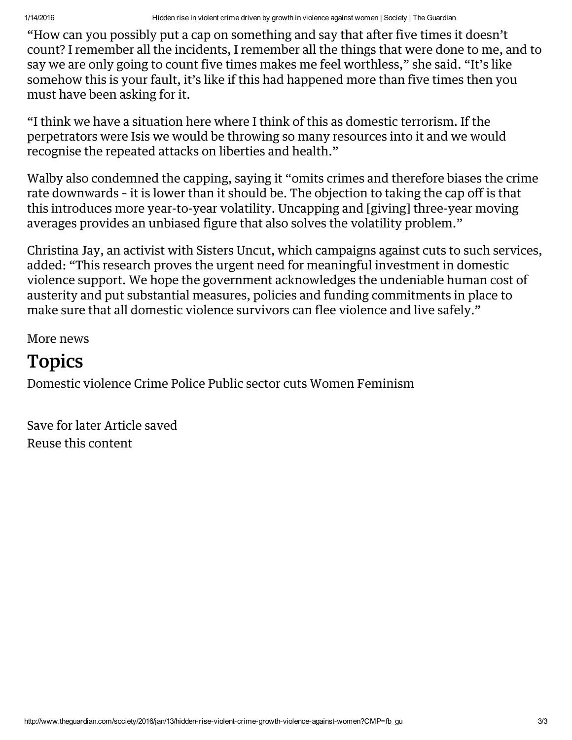"How can you possibly put a cap on something and say that after five times it doesn't count? I remember all the incidents, I remember all the things that were done to me, and to say we are only going to count five times makes me feel worthless," she said. "It's like somehow this is your fault, it's like if this had happened more than five times then you must have been asking for it.

"I think we have a situation here where I think of this as domestic terrorism. If the perpetrators were Isis we would be throwing so many resources into it and we would recognise the repeated attacks on liberties and health."

Walby also condemned the capping, saying it "omits crimes and therefore biases the crime rate downwards - it is lower than it should be. The objection to taking the cap off is that this introduces more year-to-year volatility. Uncapping and [giving] three-year moving averages provides an unbiased figure that also solves the volatility problem."

Christina Jay, an activist with Sisters Uncut, which campaigns against cuts to such services, added: "This research proves the urgent need for meaningful investment in domestic violence support. We hope the government acknowledges the undeniable human cost of austerity and put substantial measures, policies and funding commitments in place to make sure that all domestic violence survivors can flee violence and live safely."

More news

## Topics

Domestic violence Crime Police Public sector cuts Women Feminism

Save for later Article saved
Reuse this content